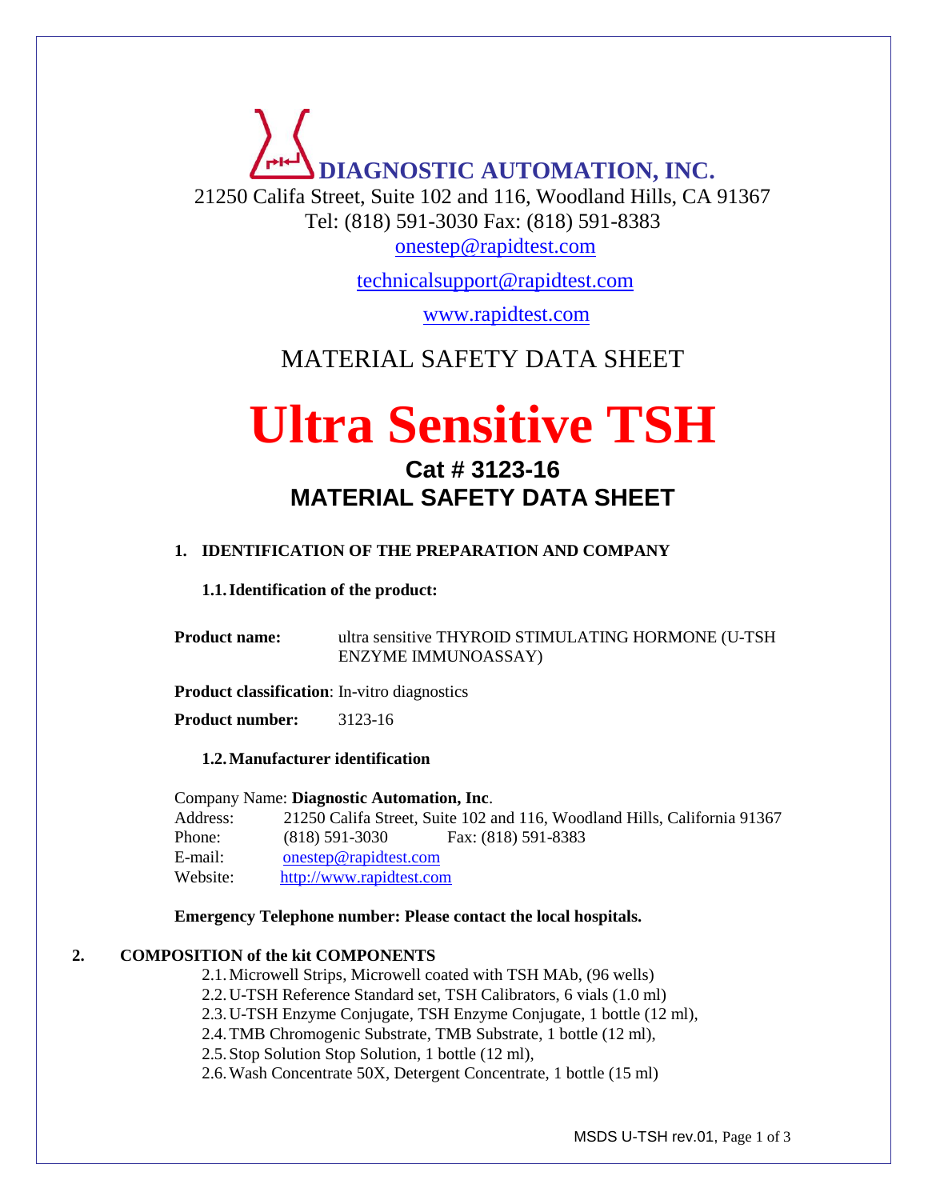**DIAGNOSTIC AUTOMATION, INC.**

21250 Califa Street, Suite 102 and 116, Woodland Hills, CA 91367
Tel: (818) 591-3030 Fax: (818) 591-8383
onestep@rapidtest.com

technicalsupport@rapidtest.com

www.rapidtest.com

MATERIAL SAFETY DATA SHEET

# Ultra Sensitive TSH

## Cat # 3123-16
## MATERIAL SAFETY DATA SHEET

### 1. IDENTIFICATION OF THE PREPARATION AND COMPANY

#### 1.1. Identification of the product:

**Product name:** ultra sensitive THYROID STIMULATING HORMONE (U-TSH ENZYME IMMUNOASSAY)

**Product classification**: In-vitro diagnostics

**Product number:** 3123-16

#### 1.2. Manufacturer identification

Company Name: **Diagnostic Automation, Inc**.
Address: 21250 Califa Street, Suite 102 and 116, Woodland Hills, California 91367
Phone: (818) 591-3030 Fax: (818) 591-8383
E-mail: onestep@rapidtest.com
Website: http://www.rapidtest.com

**Emergency Telephone number: Please contact the local hospitals.**

### 2. COMPOSITION of the kit COMPONENTS

2.1. Microwell Strips, Microwell coated with TSH MAb, (96 wells)
2.2. U-TSH Reference Standard set, TSH Calibrators, 6 vials (1.0 ml)
2.3. U-TSH Enzyme Conjugate, TSH Enzyme Conjugate, 1 bottle (12 ml),
2.4. TMB Chromogenic Substrate, TMB Substrate, 1 bottle (12 ml),
2.5. Stop Solution Stop Solution, 1 bottle (12 ml),
2.6. Wash Concentrate 50X, Detergent Concentrate, 1 bottle (15 ml)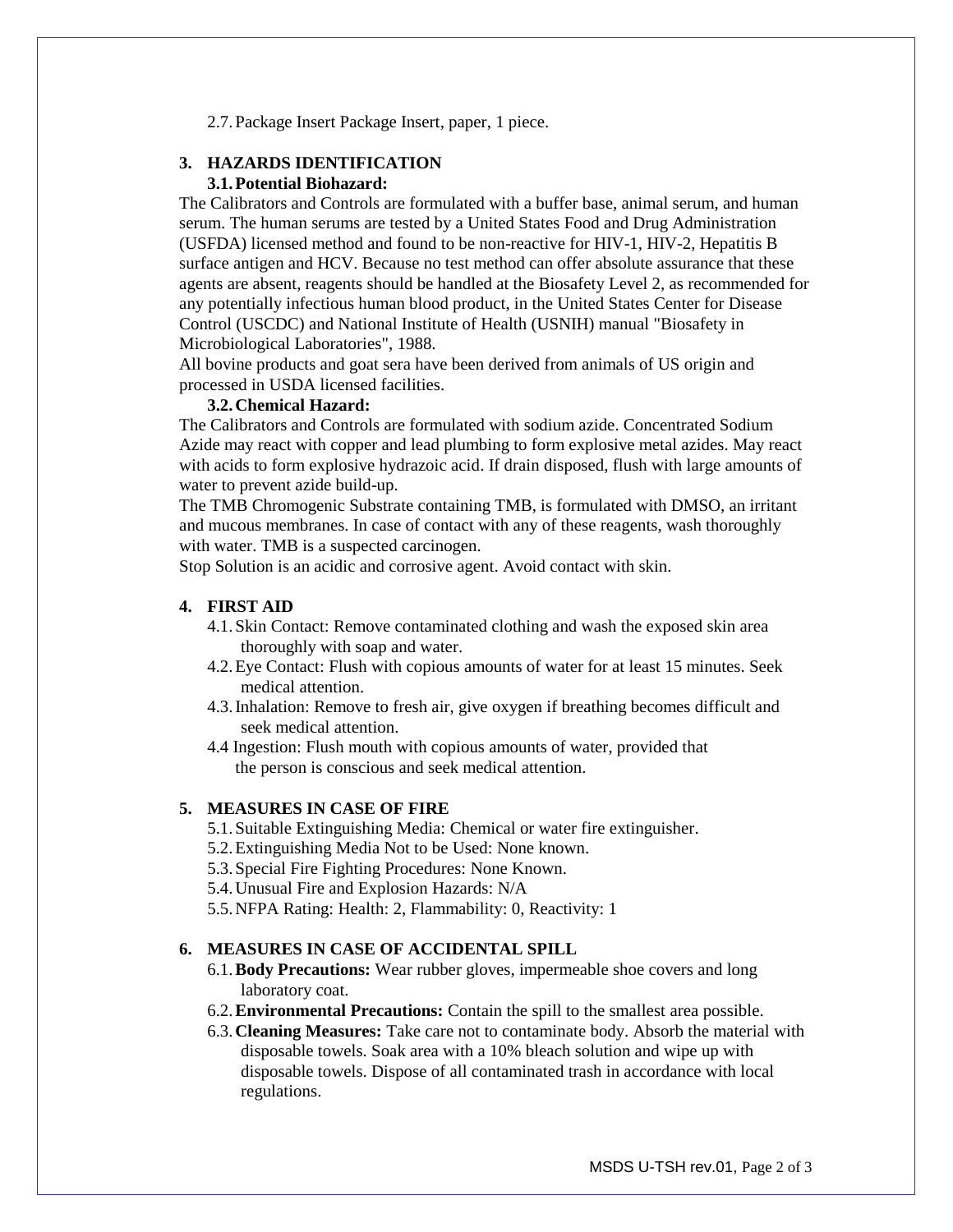2.7. Package Insert Package Insert, paper, 1 piece.

## 3. HAZARDS IDENTIFICATION

### 3.1. Potential Biohazard:

The Calibrators and Controls are formulated with a buffer base, animal serum, and human serum. The human serums are tested by a United States Food and Drug Administration (USFDA) licensed method and found to be non-reactive for HIV-1, HIV-2, Hepatitis B surface antigen and HCV. Because no test method can offer absolute assurance that these agents are absent, reagents should be handled at the Biosafety Level 2, as recommended for any potentially infectious human blood product, in the United States Center for Disease Control (USCDC) and National Institute of Health (USNIH) manual "Biosafety in Microbiological Laboratories", 1988.

All bovine products and goat sera have been derived from animals of US origin and processed in USDA licensed facilities.

### 3.2. Chemical Hazard:

The Calibrators and Controls are formulated with sodium azide. Concentrated Sodium Azide may react with copper and lead plumbing to form explosive metal azides. May react with acids to form explosive hydrazoic acid. If drain disposed, flush with large amounts of water to prevent azide build-up.

The TMB Chromogenic Substrate containing TMB, is formulated with DMSO, an irritant and mucous membranes. In case of contact with any of these reagents, wash thoroughly with water. TMB is a suspected carcinogen.

Stop Solution is an acidic and corrosive agent. Avoid contact with skin.

## 4. FIRST AID

4.1. Skin Contact: Remove contaminated clothing and wash the exposed skin area thoroughly with soap and water.

4.2. Eye Contact: Flush with copious amounts of water for at least 15 minutes. Seek medical attention.

4.3. Inhalation: Remove to fresh air, give oxygen if breathing becomes difficult and seek medical attention.

4.4 Ingestion: Flush mouth with copious amounts of water, provided that the person is conscious and seek medical attention.

## 5. MEASURES IN CASE OF FIRE

5.1. Suitable Extinguishing Media: Chemical or water fire extinguisher.

5.2. Extinguishing Media Not to be Used: None known.

5.3. Special Fire Fighting Procedures: None Known.

5.4. Unusual Fire and Explosion Hazards: N/A

5.5. NFPA Rating: Health: 2, Flammability: 0, Reactivity: 1

## 6. MEASURES IN CASE OF ACCIDENTAL SPILL

6.1. **Body Precautions:** Wear rubber gloves, impermeable shoe covers and long laboratory coat.

6.2. **Environmental Precautions:** Contain the spill to the smallest area possible.

6.3. **Cleaning Measures:** Take care not to contaminate body. Absorb the material with disposable towels. Soak area with a 10% bleach solution and wipe up with disposable towels. Dispose of all contaminated trash in accordance with local regulations.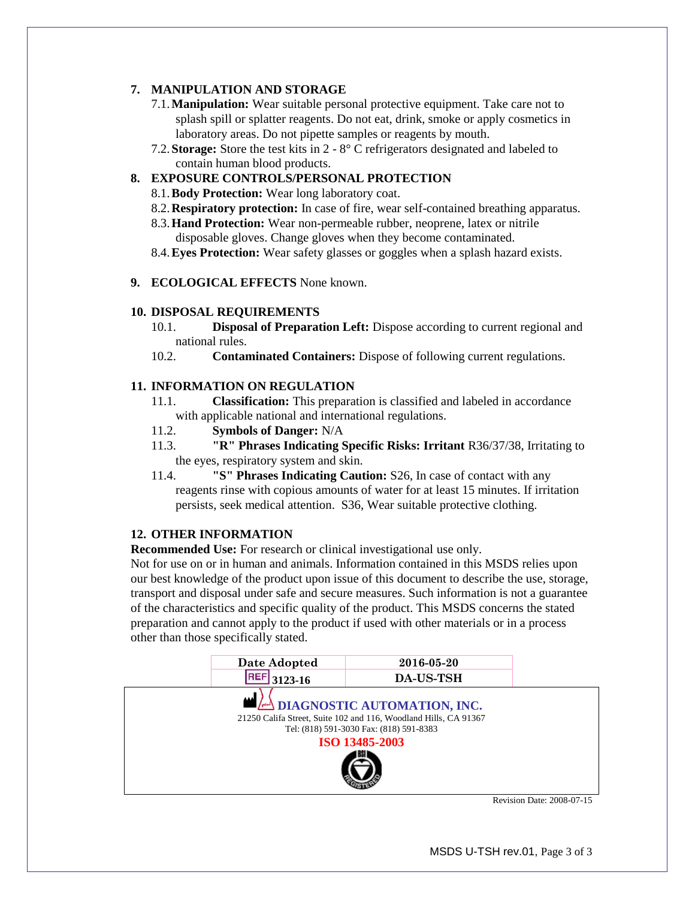## 7. MANIPULATION AND STORAGE

7.1. **Manipulation:** Wear suitable personal protective equipment. Take care not to splash spill or splatter reagents. Do not eat, drink, smoke or apply cosmetics in laboratory areas. Do not pipette samples or reagents by mouth.

7.2. **Storage:** Store the test kits in 2 - 8° C refrigerators designated and labeled to contain human blood products.

## 8. EXPOSURE CONTROLS/PERSONAL PROTECTION

8.1. **Body Protection:** Wear long laboratory coat.

8.2. **Respiratory protection:** In case of fire, wear self-contained breathing apparatus.

8.3. **Hand Protection:** Wear non-permeable rubber, neoprene, latex or nitrile disposable gloves. Change gloves when they become contaminated.

8.4. **Eyes Protection:** Wear safety glasses or goggles when a splash hazard exists.

## 9. ECOLOGICAL EFFECTS None known.

## 10. DISPOSAL REQUIREMENTS

10.1. **Disposal of Preparation Left:** Dispose according to current regional and national rules.

10.2. **Contaminated Containers:** Dispose of following current regulations.

## 11. INFORMATION ON REGULATION

11.1. **Classification:** This preparation is classified and labeled in accordance with applicable national and international regulations.

11.2. **Symbols of Danger:** N/A

11.3. **"R" Phrases Indicating Specific Risks: Irritant** R36/37/38, Irritating to the eyes, respiratory system and skin.

11.4. **"S" Phrases Indicating Caution:** S26, In case of contact with any reagents rinse with copious amounts of water for at least 15 minutes. If irritation persists, seek medical attention. S36, Wear suitable protective clothing.

## 12. OTHER INFORMATION

**Recommended Use:** For research or clinical investigational use only.
Not for use on or in human and animals. Information contained in this MSDS relies upon our best knowledge of the product upon issue of this document to describe the use, storage, transport and disposal under safe and secure measures. Such information is not a guarantee of the characteristics and specific quality of the product. This MSDS concerns the stated preparation and cannot apply to the product if used with other materials or in a process other than those specifically stated.

| | |
|---|---|
| Date Adopted | 2016-05-20 |
| REF 3123-16 | DA-US-TSH |

**DIAGNOSTIC AUTOMATION, INC.**
21250 Califa Street, Suite 102 and 116, Woodland Hills, CA 91367
Tel: (818) 591-3030 Fax: (818) 591-8383

**ISO 13485-2003**

Revision Date: 2008-07-15

MSDS U-TSH rev.01